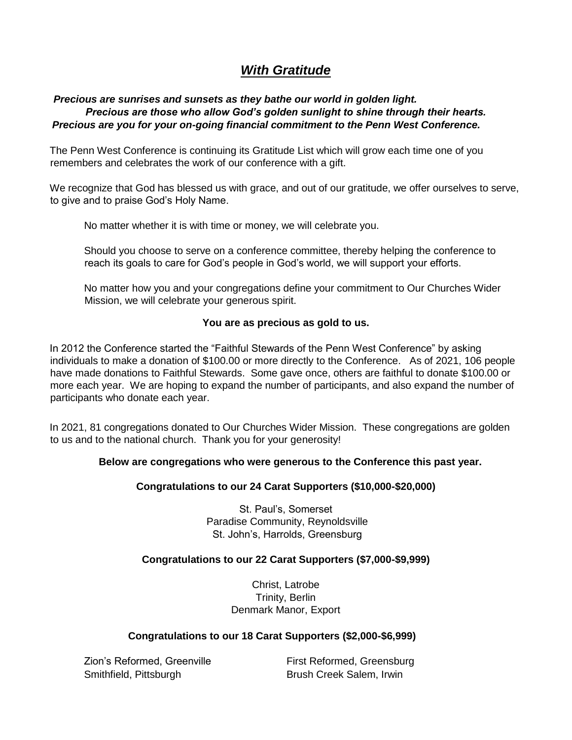# ***With Gratitude***

***Precious are sunrises and sunsets as they bathe our world in golden light.***
***Precious are those who allow God's golden sunlight to shine through their hearts.***
***Precious are you for your on-going financial commitment to the Penn West Conference.***

The Penn West Conference is continuing its Gratitude List which will grow each time one of you remembers and celebrates the work of our conference with a gift.

We recognize that God has blessed us with grace, and out of our gratitude, we offer ourselves to serve, to give and to praise God's Holy Name.

No matter whether it is with time or money, we will celebrate you.

Should you choose to serve on a conference committee, thereby helping the conference to reach its goals to care for God's people in God's world, we will support your efforts.

No matter how you and your congregations define your commitment to Our Churches Wider Mission, we will celebrate your generous spirit.

**You are as precious as gold to us.**

In 2012 the Conference started the "Faithful Stewards of the Penn West Conference" by asking individuals to make a donation of $100.00 or more directly to the Conference. As of 2021, 106 people have made donations to Faithful Stewards. Some gave once, others are faithful to donate $100.00 or more each year. We are hoping to expand the number of participants, and also expand the number of participants who donate each year.

In 2021, 81 congregations donated to Our Churches Wider Mission. These congregations are golden to us and to the national church. Thank you for your generosity!

**Below are congregations who were generous to the Conference this past year.**

**Congratulations to our 24 Carat Supporters ($10,000-$20,000)**

St. Paul's, Somerset
Paradise Community, Reynoldsville
St. John's, Harrolds, Greensburg

**Congratulations to our 22 Carat Supporters ($7,000-$9,999)**

Christ, Latrobe
Trinity, Berlin
Denmark Manor, Export

**Congratulations to our 18 Carat Supporters ($2,000-$6,999)**

Zion's Reformed, Greenville
Smithfield, Pittsburgh
First Reformed, Greensburg
Brush Creek Salem, Irwin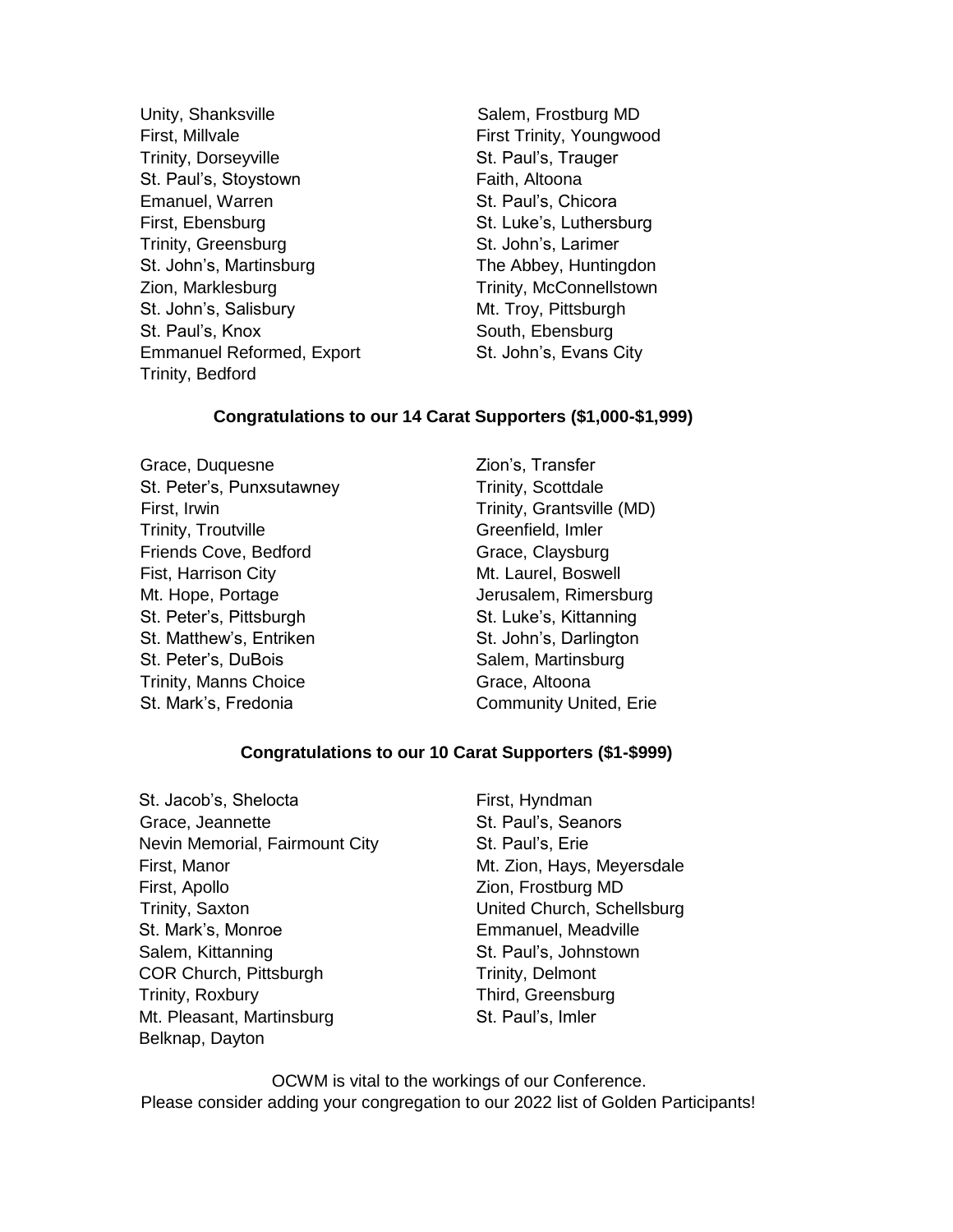Unity, Shanksville
First, Millvale
Trinity, Dorseyville
St. Paul's, Stoystown
Emanuel, Warren
First, Ebensburg
Trinity, Greensburg
St. John's, Martinsburg
Zion, Marklesburg
St. John's, Salisbury
St. Paul's, Knox
Emmanuel Reformed, Export
Trinity, Bedford
Salem, Frostburg MD
First Trinity, Youngwood
St. Paul's, Trauger
Faith, Altoona
St. Paul's, Chicora
St. Luke's, Luthersburg
St. John's, Larimer
The Abbey, Huntingdon
Trinity, McConnellstown
Mt. Troy, Pittsburgh
South, Ebensburg
St. John's, Evans City

**Congratulations to our 14 Carat Supporters ($1,000-$1,999)**

Grace, Duquesne
St. Peter's, Punxsutawney
First, Irwin
Trinity, Troutville
Friends Cove, Bedford
Fist, Harrison City
Mt. Hope, Portage
St. Peter's, Pittsburgh
St. Matthew's, Entriken
St. Peter's, DuBois
Trinity, Manns Choice
St. Mark's, Fredonia
Zion's, Transfer
Trinity, Scottdale
Trinity, Grantsville (MD)
Greenfield, Imler
Grace, Claysburg
Mt. Laurel, Boswell
Jerusalem, Rimersburg
St. Luke's, Kittanning
St. John's, Darlington
Salem, Martinsburg
Grace, Altoona
Community United, Erie

**Congratulations to our 10 Carat Supporters ($1-$999)**

St. Jacob's, Shelocta
Grace, Jeannette
Nevin Memorial, Fairmount City
First, Manor
First, Apollo
Trinity, Saxton
St. Mark's, Monroe
Salem, Kittanning
COR Church, Pittsburgh
Trinity, Roxbury
Mt. Pleasant, Martinsburg
Belknap, Dayton
First, Hyndman
St. Paul's, Seanors
St. Paul's, Erie
Mt. Zion, Hays, Meyersdale
Zion, Frostburg MD
United Church, Schellsburg
Emmanuel, Meadville
St. Paul's, Johnstown
Trinity, Delmont
Third, Greensburg
St. Paul's, Imler

OCWM is vital to the workings of our Conference.
Please consider adding your congregation to our 2022 list of Golden Participants!